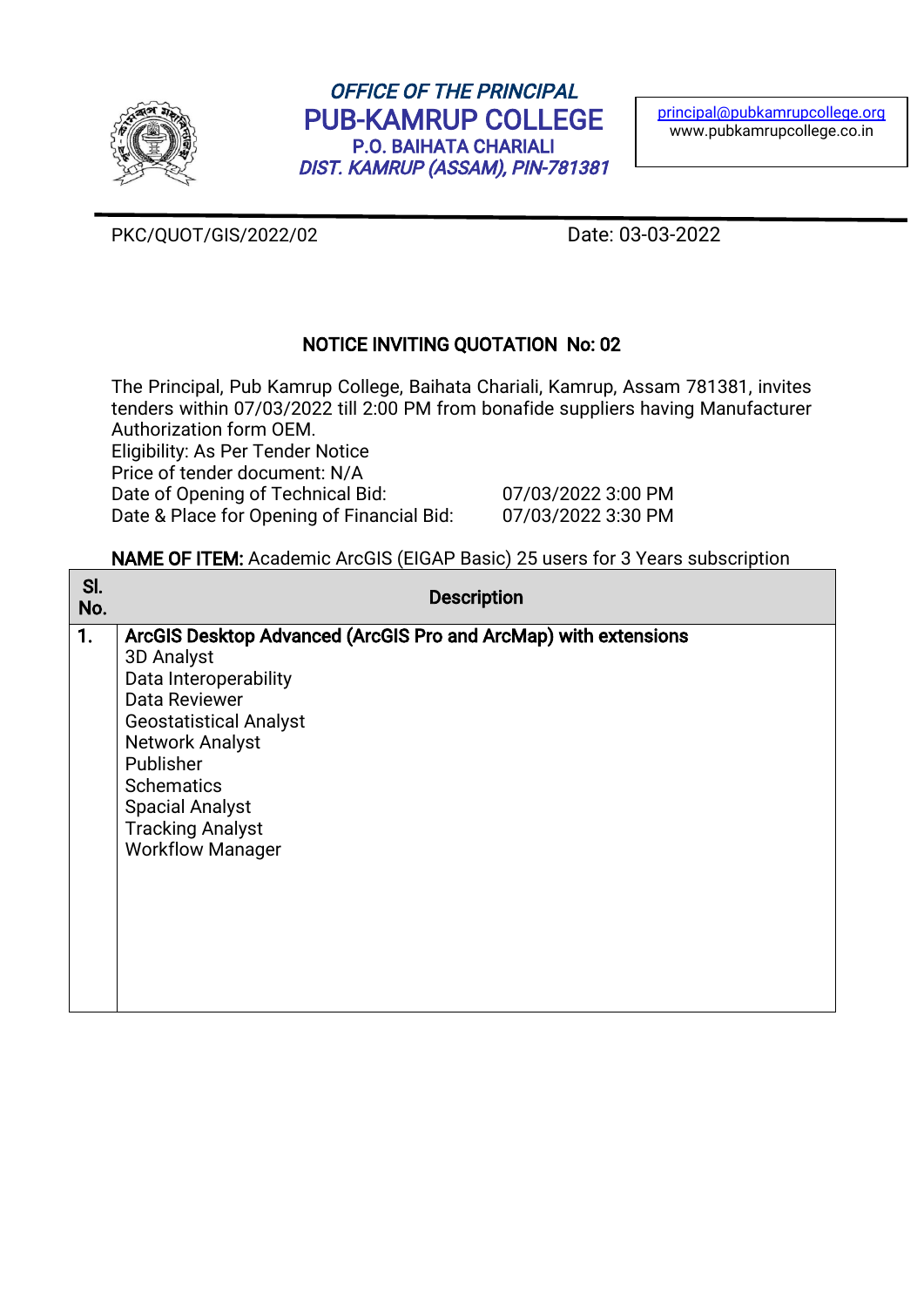*OFFICE OF THE PRINCIPAL*

# PUB-KAMRUP COLLEGE

**P.O. BAIHATA CHARIALI**

***DIST. KAMRUP (ASSAM), PIN-781381***

principal@pubkamrupcollege.org
www.pubkamrupcollege.co.in

PKC/QUOT/GIS/2022/02 Date: 03-03-2022

## NOTICE INVITING QUOTATION No: 02

The Principal, Pub Kamrup College, Baihata Chariali, Kamrup, Assam 781381, invites tenders within 07/03/2022 till 2:00 PM from bonafide suppliers having Manufacturer Authorization form OEM.
Eligibility: As Per Tender Notice
Price of tender document: N/A
Date of Opening of Technical Bid: 07/03/2022 3:00 PM
Date & Place for Opening of Financial Bid: 07/03/2022 3:30 PM

**NAME OF ITEM:** Academic ArcGIS (EIGAP Basic) 25 users for 3 Years subscription

| Sl. No. | Description |
|---|---|
| 1. | **ArcGIS Desktop Advanced (ArcGIS Pro and ArcMap) with extensions**<br>3D Analyst<br>Data Interoperability<br>Data Reviewer<br>Geostatistical Analyst<br>Network Analyst<br>Publisher<br>Schematics<br>Spacial Analyst<br>Tracking Analyst<br>Workflow Manager |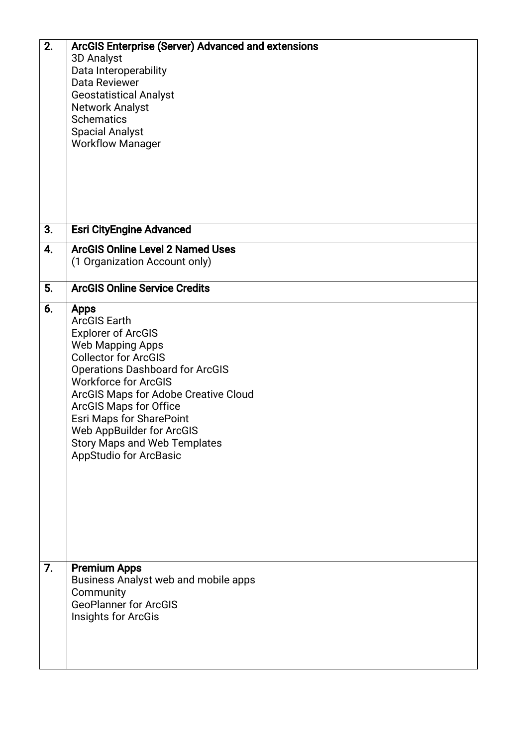| | |
|---|---|
| 2. | **ArcGIS Enterprise (Server) Advanced and extensions**<br>3D Analyst<br>Data Interoperability<br>Data Reviewer<br>Geostatistical Analyst<br>Network Analyst<br>Schematics<br>Spacial Analyst<br>Workflow Manager |
| 3. | **Esri CityEngine Advanced** |
| 4. | **ArcGIS Online Level 2 Named Uses**<br>(1 Organization Account only) |
| 5. | **ArcGIS Online Service Credits** |
| 6. | **Apps**<br>ArcGIS Earth<br>Explorer of ArcGIS<br>Web Mapping Apps<br>Collector for ArcGIS<br>Operations Dashboard for ArcGIS<br>Workforce for ArcGIS<br>ArcGIS Maps for Adobe Creative Cloud<br>ArcGIS Maps for Office<br>Esri Maps for SharePoint<br>Web AppBuilder for ArcGIS<br>Story Maps and Web Templates<br>AppStudio for ArcBasic |
| 7. | **Premium Apps**<br>Business Analyst web and mobile apps<br>Community<br>GeoPlanner for ArcGIS<br>Insights for ArcGis |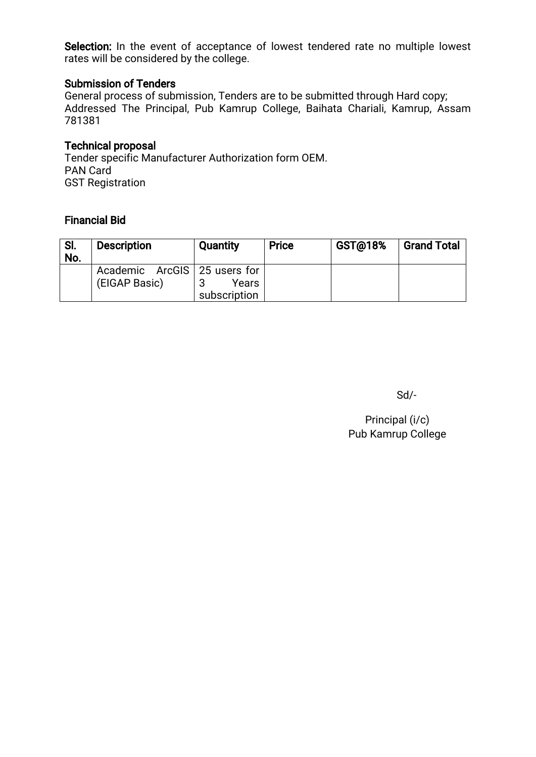**Selection:** In the event of acceptance of lowest tendered rate no multiple lowest rates will be considered by the college.

### Submission of Tenders

General process of submission, Tenders are to be submitted through Hard copy;
Addressed The Principal, Pub Kamrup College, Baihata Chariali, Kamrup, Assam 781381

### Technical proposal

Tender specific Manufacturer Authorization form OEM.
PAN Card
GST Registration

### Financial Bid

| Sl. No. | Description | Quantity | Price | GST@18% | Grand Total |
|---|---|---|---|---|---|
| | Academic ArcGIS (EIGAP Basic) | 25 users for 3 Years subscription | | | |

Sd/-

Principal (i/c)
Pub Kamrup College